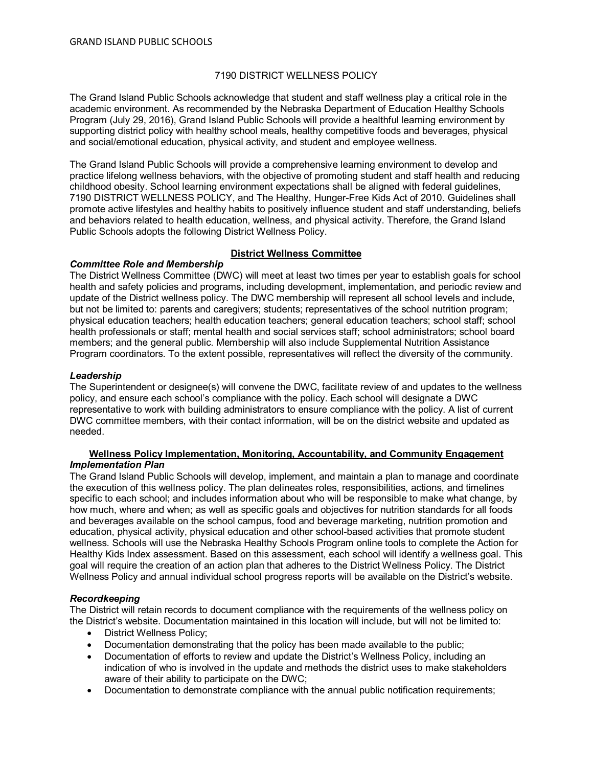# 7190 DISTRICT WELLNESS POLICY

The Grand Island Public Schools acknowledge that student and staff wellness play a critical role in the academic environment. As recommended by the Nebraska Department of Education Healthy Schools Program (July 29, 2016), Grand Island Public Schools will provide a healthful learning environment by supporting district policy with healthy school meals, healthy competitive foods and beverages, physical and social/emotional education, physical activity, and student and employee wellness.

The Grand Island Public Schools will provide a comprehensive learning environment to develop and practice lifelong wellness behaviors, with the objective of promoting student and staff health and reducing childhood obesity. School learning environment expectations shall be aligned with federal guidelines, 7190 DISTRICT WELLNESS POLICY, and The Healthy, Hunger-Free Kids Act of 2010. Guidelines shall promote active lifestyles and healthy habits to positively influence student and staff understanding, beliefs and behaviors related to health education, wellness, and physical activity. Therefore, the Grand Island Public Schools adopts the following District Wellness Policy.

## District Wellness Committee

### *Committee Role and Membership*

The District Wellness Committee (DWC) will meet at least two times per year to establish goals for school health and safety policies and programs, including development, implementation, and periodic review and update of the District wellness policy. The DWC membership will represent all school levels and include, but not be limited to: parents and caregivers; students; representatives of the school nutrition program; physical education teachers; health education teachers; general education teachers; school staff; school health professionals or staff; mental health and social services staff; school administrators; school board members; and the general public. Membership will also include Supplemental Nutrition Assistance Program coordinators. To the extent possible, representatives will reflect the diversity of the community.

### *Leadership*

The Superintendent or designee(s) will convene the DWC, facilitate review of and updates to the wellness policy, and ensure each school's compliance with the policy. Each school will designate a DWC representative to work with building administrators to ensure compliance with the policy. A list of current DWC committee members, with their contact information, will be on the district website and updated as needed.

## Wellness Policy Implementation, Monitoring, Accountability, and Community Engagement

### *Implementation Plan*

The Grand Island Public Schools will develop, implement, and maintain a plan to manage and coordinate the execution of this wellness policy. The plan delineates roles, responsibilities, actions, and timelines specific to each school; and includes information about who will be responsible to make what change, by how much, where and when; as well as specific goals and objectives for nutrition standards for all foods and beverages available on the school campus, food and beverage marketing, nutrition promotion and education, physical activity, physical education and other school-based activities that promote student wellness. Schools will use the Nebraska Healthy Schools Program online tools to complete the Action for Healthy Kids Index assessment. Based on this assessment, each school will identify a wellness goal. This goal will require the creation of an action plan that adheres to the District Wellness Policy. The District Wellness Policy and annual individual school progress reports will be available on the District's website.

### *Recordkeeping*

The District will retain records to document compliance with the requirements of the wellness policy on the District's website. Documentation maintained in this location will include, but will not be limited to:

- District Wellness Policy;
- Documentation demonstrating that the policy has been made available to the public;
- Documentation of efforts to review and update the District's Wellness Policy, including an indication of who is involved in the update and methods the district uses to make stakeholders aware of their ability to participate on the DWC;
- Documentation to demonstrate compliance with the annual public notification requirements;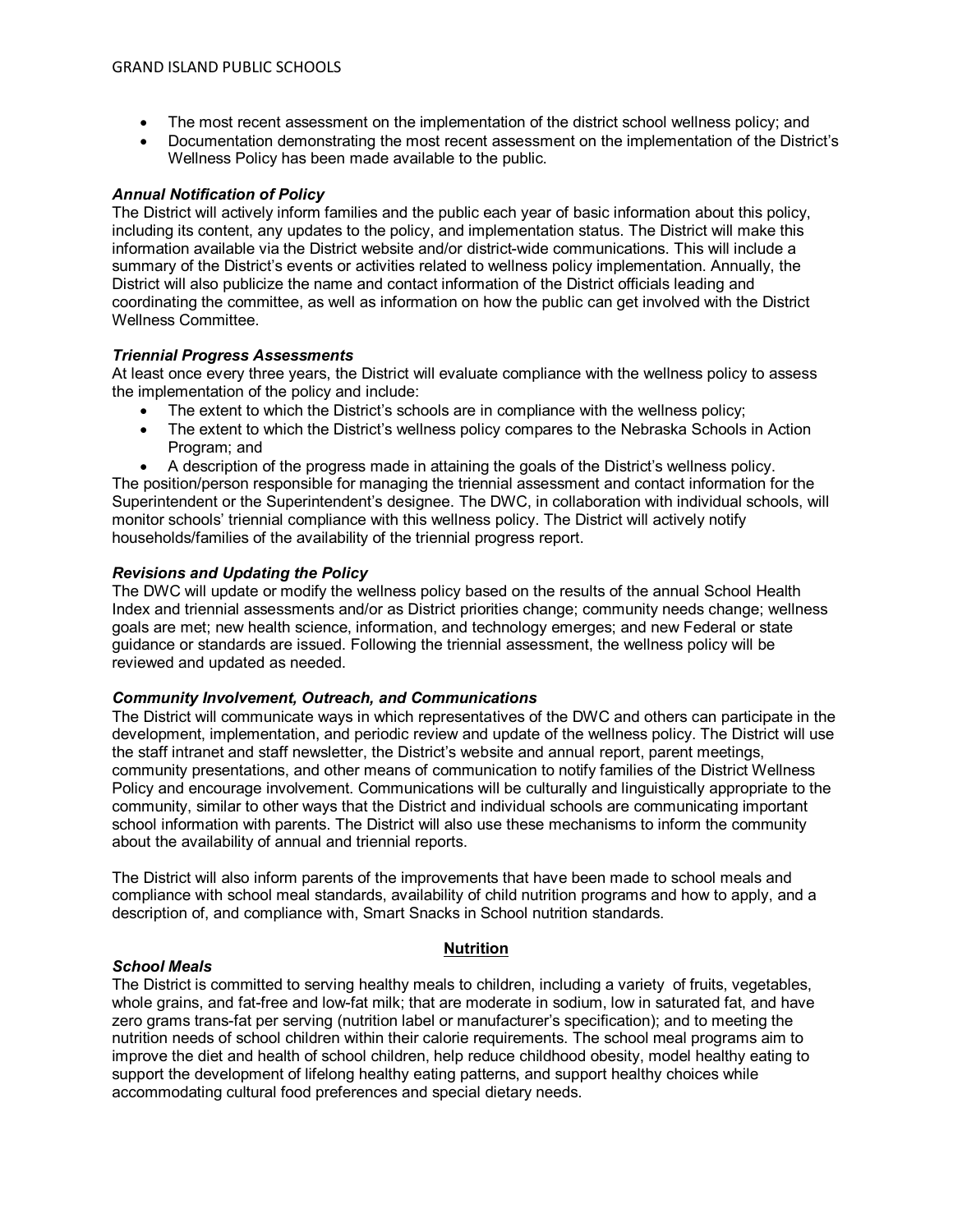- The most recent assessment on the implementation of the district school wellness policy; and
- Documentation demonstrating the most recent assessment on the implementation of the District's Wellness Policy has been made available to the public.

***Annual Notification of Policy***

The District will actively inform families and the public each year of basic information about this policy, including its content, any updates to the policy, and implementation status. The District will make this information available via the District website and/or district-wide communications. This will include a summary of the District's events or activities related to wellness policy implementation. Annually, the District will also publicize the name and contact information of the District officials leading and coordinating the committee, as well as information on how the public can get involved with the District Wellness Committee.

***Triennial Progress Assessments***

At least once every three years, the District will evaluate compliance with the wellness policy to assess the implementation of the policy and include:

- The extent to which the District's schools are in compliance with the wellness policy;
- The extent to which the District's wellness policy compares to the Nebraska Schools in Action Program; and
- A description of the progress made in attaining the goals of the District's wellness policy.

The position/person responsible for managing the triennial assessment and contact information for the Superintendent or the Superintendent's designee. The DWC, in collaboration with individual schools, will monitor schools' triennial compliance with this wellness policy. The District will actively notify households/families of the availability of the triennial progress report.

***Revisions and Updating the Policy***

The DWC will update or modify the wellness policy based on the results of the annual School Health Index and triennial assessments and/or as District priorities change; community needs change; wellness goals are met; new health science, information, and technology emerges; and new Federal or state guidance or standards are issued. Following the triennial assessment, the wellness policy will be reviewed and updated as needed.

***Community Involvement, Outreach, and Communications***

The District will communicate ways in which representatives of the DWC and others can participate in the development, implementation, and periodic review and update of the wellness policy. The District will use the staff intranet and staff newsletter, the District's website and annual report, parent meetings, community presentations, and other means of communication to notify families of the District Wellness Policy and encourage involvement. Communications will be culturally and linguistically appropriate to the community, similar to other ways that the District and individual schools are communicating important school information with parents. The District will also use these mechanisms to inform the community about the availability of annual and triennial reports.

The District will also inform parents of the improvements that have been made to school meals and compliance with school meal standards, availability of child nutrition programs and how to apply, and a description of, and compliance with, Smart Snacks in School nutrition standards.

## Nutrition

***School Meals***

The District is committed to serving healthy meals to children, including a variety of fruits, vegetables, whole grains, and fat-free and low-fat milk; that are moderate in sodium, low in saturated fat, and have zero grams trans-fat per serving (nutrition label or manufacturer's specification); and to meeting the nutrition needs of school children within their calorie requirements. The school meal programs aim to improve the diet and health of school children, help reduce childhood obesity, model healthy eating to support the development of lifelong healthy eating patterns, and support healthy choices while accommodating cultural food preferences and special dietary needs.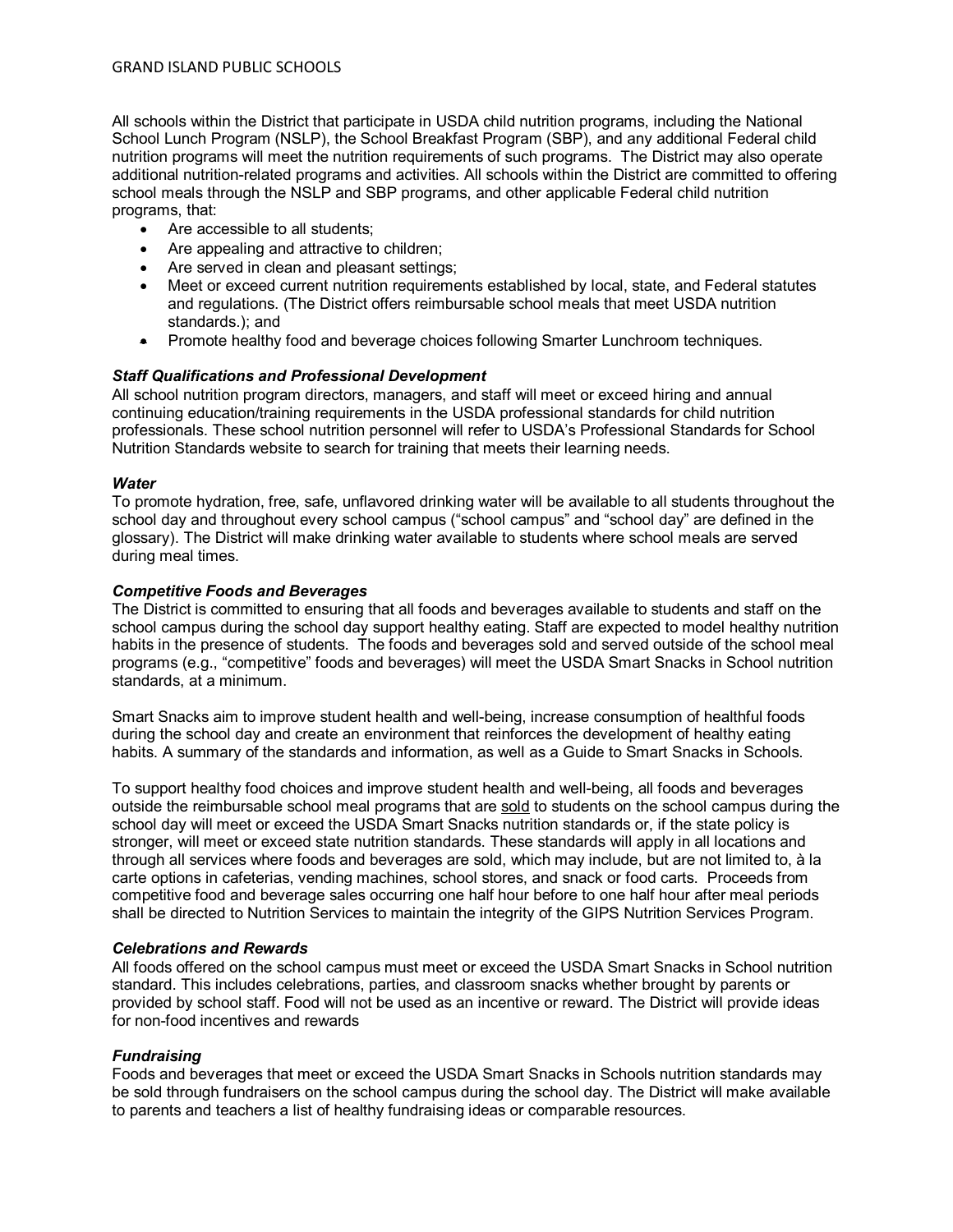All schools within the District that participate in USDA child nutrition programs, including the National School Lunch Program (NSLP), the School Breakfast Program (SBP), and any additional Federal child nutrition programs will meet the nutrition requirements of such programs. The District may also operate additional nutrition-related programs and activities. All schools within the District are committed to offering school meals through the NSLP and SBP programs, and other applicable Federal child nutrition programs, that:

- Are accessible to all students;
- Are appealing and attractive to children;
- Are served in clean and pleasant settings;
- Meet or exceed current nutrition requirements established by local, state, and Federal statutes and regulations. (The District offers reimbursable school meals that meet USDA nutrition standards.); and
- Promote healthy food and beverage choices following Smarter Lunchroom techniques.

***Staff Qualifications and Professional Development***

All school nutrition program directors, managers, and staff will meet or exceed hiring and annual continuing education/training requirements in the USDA professional standards for child nutrition professionals. These school nutrition personnel will refer to USDA's Professional Standards for School Nutrition Standards website to search for training that meets their learning needs.

***Water***

To promote hydration, free, safe, unflavored drinking water will be available to all students throughout the school day and throughout every school campus ("school campus" and "school day" are defined in the glossary). The District will make drinking water available to students where school meals are served during meal times.

***Competitive Foods and Beverages***

The District is committed to ensuring that all foods and beverages available to students and staff on the school campus during the school day support healthy eating. Staff are expected to model healthy nutrition habits in the presence of students. The foods and beverages sold and served outside of the school meal programs (e.g., "competitive" foods and beverages) will meet the USDA Smart Snacks in School nutrition standards, at a minimum.

Smart Snacks aim to improve student health and well-being, increase consumption of healthful foods during the school day and create an environment that reinforces the development of healthy eating habits. A summary of the standards and information, as well as a Guide to Smart Snacks in Schools.

To support healthy food choices and improve student health and well-being, all foods and beverages outside the reimbursable school meal programs that are <u>sold</u> to students on the school campus during the school day will meet or exceed the USDA Smart Snacks nutrition standards or, if the state policy is stronger, will meet or exceed state nutrition standards. These standards will apply in all locations and through all services where foods and beverages are sold, which may include, but are not limited to, à la carte options in cafeterias, vending machines, school stores, and snack or food carts. Proceeds from competitive food and beverage sales occurring one half hour before to one half hour after meal periods shall be directed to Nutrition Services to maintain the integrity of the GIPS Nutrition Services Program.

***Celebrations and Rewards***

All foods offered on the school campus must meet or exceed the USDA Smart Snacks in School nutrition standard. This includes celebrations, parties, and classroom snacks whether brought by parents or provided by school staff. Food will not be used as an incentive or reward. The District will provide ideas for non-food incentives and rewards

***Fundraising***

Foods and beverages that meet or exceed the USDA Smart Snacks in Schools nutrition standards may be sold through fundraisers on the school campus during the school day. The District will make available to parents and teachers a list of healthy fundraising ideas or comparable resources.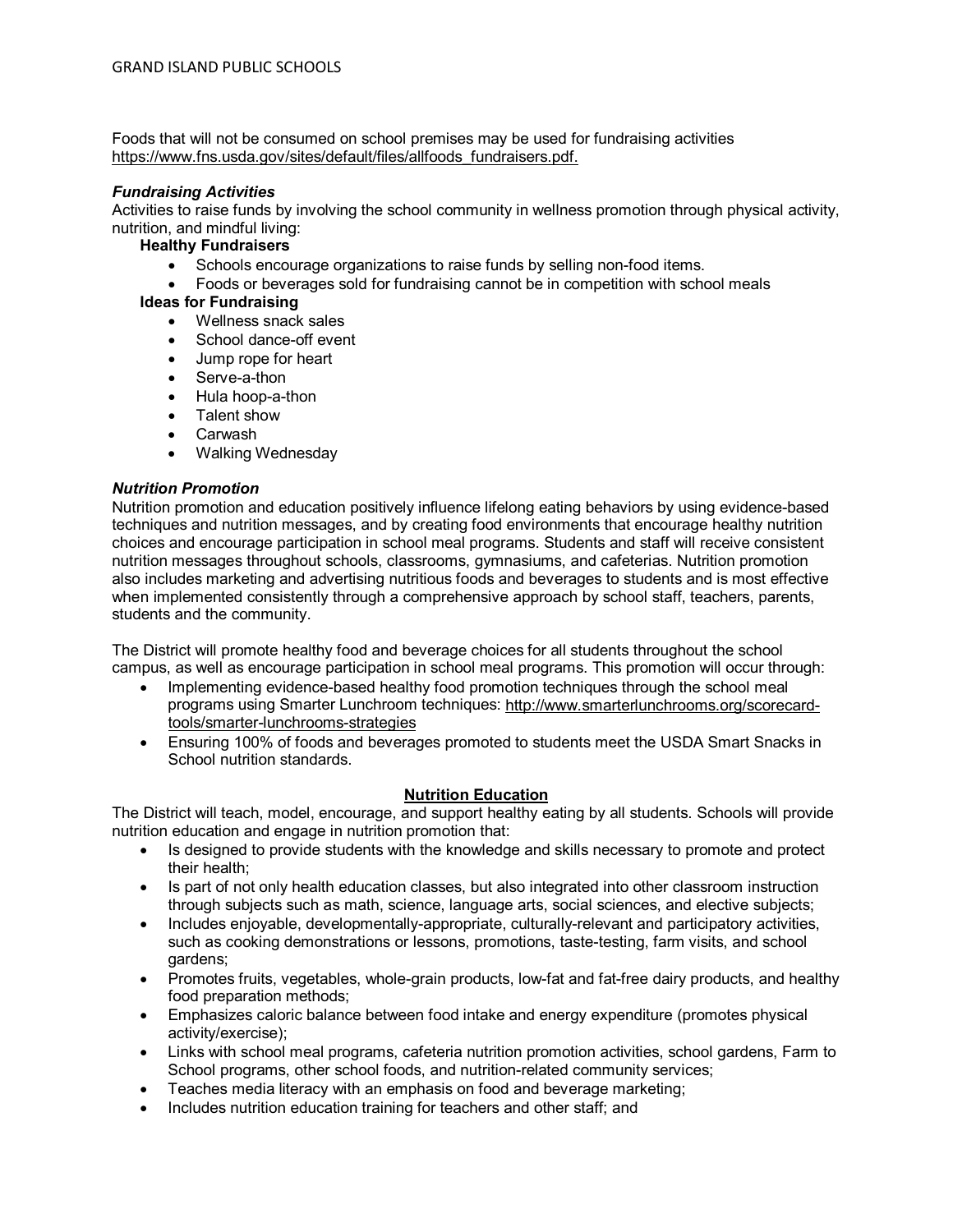Foods that will not be consumed on school premises may be used for fundraising activities https://www.fns.usda.gov/sites/default/files/allfoods_fundraisers.pdf.

***Fundraising Activities***

Activities to raise funds by involving the school community in wellness promotion through physical activity, nutrition, and mindful living:

**Healthy Fundraisers**

- Schools encourage organizations to raise funds by selling non-food items.
- Foods or beverages sold for fundraising cannot be in competition with school meals

**Ideas for Fundraising**

- Wellness snack sales
- School dance-off event
- Jump rope for heart
- Serve-a-thon
- Hula hoop-a-thon
- Talent show
- Carwash
- Walking Wednesday

***Nutrition Promotion***

Nutrition promotion and education positively influence lifelong eating behaviors by using evidence-based techniques and nutrition messages, and by creating food environments that encourage healthy nutrition choices and encourage participation in school meal programs. Students and staff will receive consistent nutrition messages throughout schools, classrooms, gymnasiums, and cafeterias. Nutrition promotion also includes marketing and advertising nutritious foods and beverages to students and is most effective when implemented consistently through a comprehensive approach by school staff, teachers, parents, students and the community.

The District will promote healthy food and beverage choices for all students throughout the school campus, as well as encourage participation in school meal programs. This promotion will occur through:

- Implementing evidence-based healthy food promotion techniques through the school meal programs using Smarter Lunchroom techniques: http://www.smarterlunchrooms.org/scorecard-tools/smarter-lunchrooms-strategies
- Ensuring 100% of foods and beverages promoted to students meet the USDA Smart Snacks in School nutrition standards.

## Nutrition Education

The District will teach, model, encourage, and support healthy eating by all students. Schools will provide nutrition education and engage in nutrition promotion that:

- Is designed to provide students with the knowledge and skills necessary to promote and protect their health;
- Is part of not only health education classes, but also integrated into other classroom instruction through subjects such as math, science, language arts, social sciences, and elective subjects;
- Includes enjoyable, developmentally-appropriate, culturally-relevant and participatory activities, such as cooking demonstrations or lessons, promotions, taste-testing, farm visits, and school gardens;
- Promotes fruits, vegetables, whole-grain products, low-fat and fat-free dairy products, and healthy food preparation methods;
- Emphasizes caloric balance between food intake and energy expenditure (promotes physical activity/exercise);
- Links with school meal programs, cafeteria nutrition promotion activities, school gardens, Farm to School programs, other school foods, and nutrition-related community services;
- Teaches media literacy with an emphasis on food and beverage marketing;
- Includes nutrition education training for teachers and other staff; and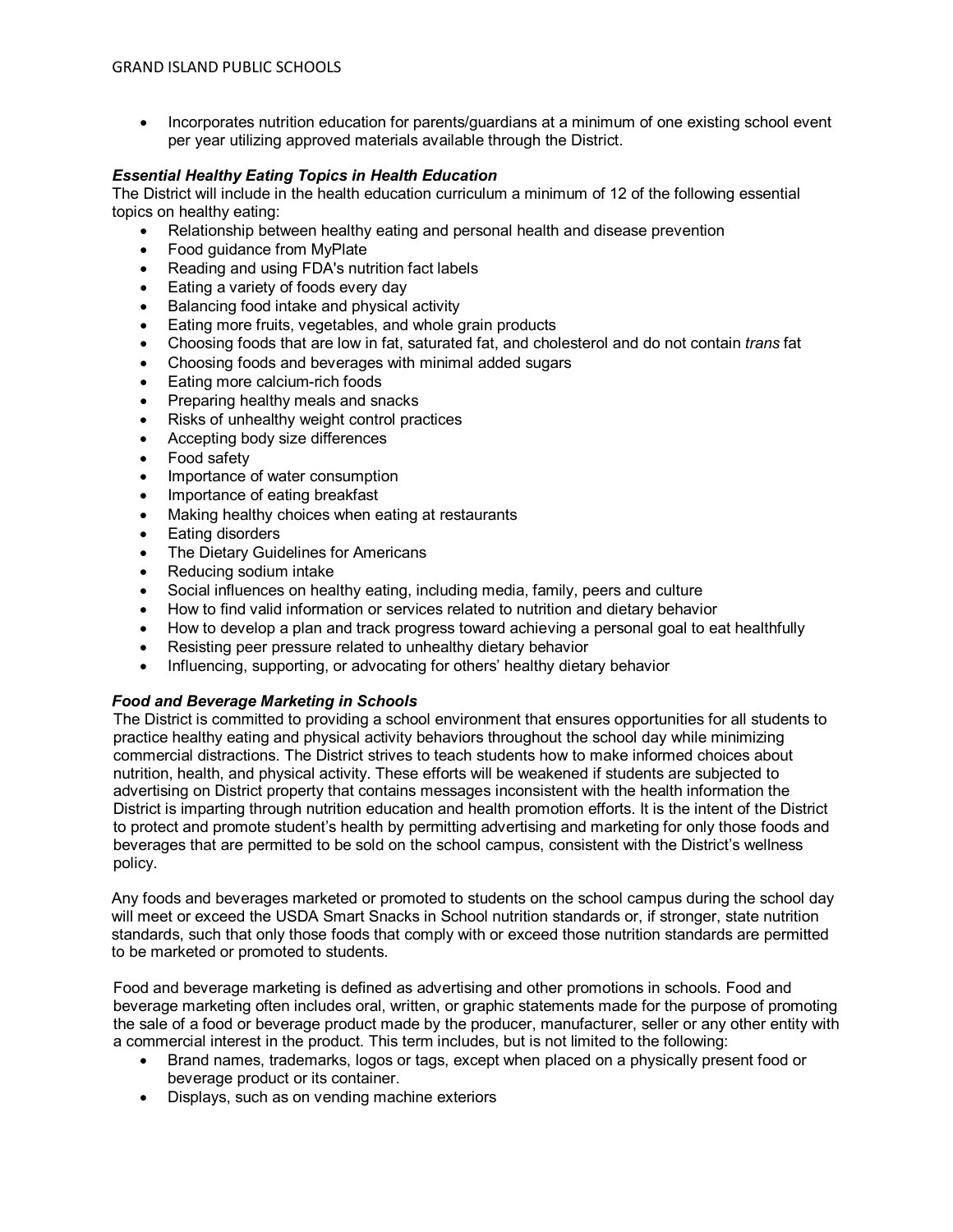- Incorporates nutrition education for parents/guardians at a minimum of one existing school event per year utilizing approved materials available through the District.

***Essential Healthy Eating Topics in Health Education***

The District will include in the health education curriculum a minimum of 12 of the following essential topics on healthy eating:

- Relationship between healthy eating and personal health and disease prevention
- Food guidance from MyPlate
- Reading and using FDA's nutrition fact labels
- Eating a variety of foods every day
- Balancing food intake and physical activity
- Eating more fruits, vegetables, and whole grain products
- Choosing foods that are low in fat, saturated fat, and cholesterol and do not contain *trans* fat
- Choosing foods and beverages with minimal added sugars
- Eating more calcium-rich foods
- Preparing healthy meals and snacks
- Risks of unhealthy weight control practices
- Accepting body size differences
- Food safety
- Importance of water consumption
- Importance of eating breakfast
- Making healthy choices when eating at restaurants
- Eating disorders
- The Dietary Guidelines for Americans
- Reducing sodium intake
- Social influences on healthy eating, including media, family, peers and culture
- How to find valid information or services related to nutrition and dietary behavior
- How to develop a plan and track progress toward achieving a personal goal to eat healthfully
- Resisting peer pressure related to unhealthy dietary behavior
- Influencing, supporting, or advocating for others' healthy dietary behavior

***Food and Beverage Marketing in Schools***

The District is committed to providing a school environment that ensures opportunities for all students to practice healthy eating and physical activity behaviors throughout the school day while minimizing commercial distractions. The District strives to teach students how to make informed choices about nutrition, health, and physical activity. These efforts will be weakened if students are subjected to advertising on District property that contains messages inconsistent with the health information the District is imparting through nutrition education and health promotion efforts. It is the intent of the District to protect and promote student's health by permitting advertising and marketing for only those foods and beverages that are permitted to be sold on the school campus, consistent with the District's wellness policy.

Any foods and beverages marketed or promoted to students on the school campus during the school day will meet or exceed the USDA Smart Snacks in School nutrition standards or, if stronger, state nutrition standards, such that only those foods that comply with or exceed those nutrition standards are permitted to be marketed or promoted to students.

Food and beverage marketing is defined as advertising and other promotions in schools. Food and beverage marketing often includes oral, written, or graphic statements made for the purpose of promoting the sale of a food or beverage product made by the producer, manufacturer, seller or any other entity with a commercial interest in the product. This term includes, but is not limited to the following:

- Brand names, trademarks, logos or tags, except when placed on a physically present food or beverage product or its container.
- Displays, such as on vending machine exteriors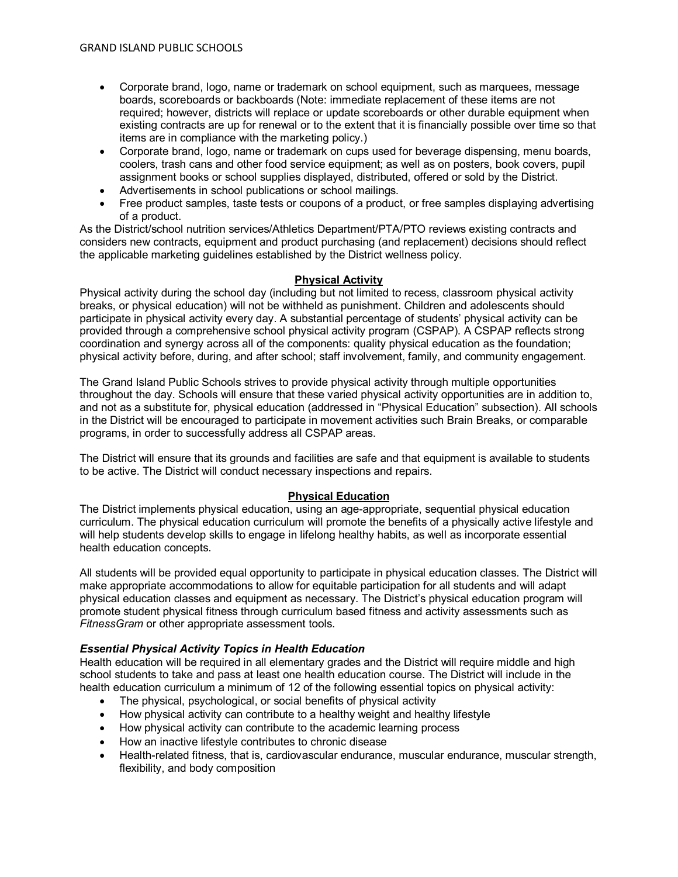- Corporate brand, logo, name or trademark on school equipment, such as marquees, message boards, scoreboards or backboards (Note: immediate replacement of these items are not required; however, districts will replace or update scoreboards or other durable equipment when existing contracts are up for renewal or to the extent that it is financially possible over time so that items are in compliance with the marketing policy.)
- Corporate brand, logo, name or trademark on cups used for beverage dispensing, menu boards, coolers, trash cans and other food service equipment; as well as on posters, book covers, pupil assignment books or school supplies displayed, distributed, offered or sold by the District.
- Advertisements in school publications or school mailings.
- Free product samples, taste tests or coupons of a product, or free samples displaying advertising of a product.

As the District/school nutrition services/Athletics Department/PTA/PTO reviews existing contracts and considers new contracts, equipment and product purchasing (and replacement) decisions should reflect the applicable marketing guidelines established by the District wellness policy.

## Physical Activity

Physical activity during the school day (including but not limited to recess, classroom physical activity breaks, or physical education) will not be withheld as punishment. Children and adolescents should participate in physical activity every day. A substantial percentage of students' physical activity can be provided through a comprehensive school physical activity program (CSPAP). A CSPAP reflects strong coordination and synergy across all of the components: quality physical education as the foundation; physical activity before, during, and after school; staff involvement, family, and community engagement.

The Grand Island Public Schools strives to provide physical activity through multiple opportunities throughout the day. Schools will ensure that these varied physical activity opportunities are in addition to, and not as a substitute for, physical education (addressed in "Physical Education" subsection). All schools in the District will be encouraged to participate in movement activities such Brain Breaks, or comparable programs, in order to successfully address all CSPAP areas.

The District will ensure that its grounds and facilities are safe and that equipment is available to students to be active. The District will conduct necessary inspections and repairs.

## Physical Education

The District implements physical education, using an age-appropriate, sequential physical education curriculum. The physical education curriculum will promote the benefits of a physically active lifestyle and will help students develop skills to engage in lifelong healthy habits, as well as incorporate essential health education concepts.

All students will be provided equal opportunity to participate in physical education classes. The District will make appropriate accommodations to allow for equitable participation for all students and will adapt physical education classes and equipment as necessary. The District's physical education program will promote student physical fitness through curriculum based fitness and activity assessments such as *FitnessGram* or other appropriate assessment tools.

### *Essential Physical Activity Topics in Health Education*

Health education will be required in all elementary grades and the District will require middle and high school students to take and pass at least one health education course. The District will include in the health education curriculum a minimum of 12 of the following essential topics on physical activity:

- The physical, psychological, or social benefits of physical activity
- How physical activity can contribute to a healthy weight and healthy lifestyle
- How physical activity can contribute to the academic learning process
- How an inactive lifestyle contributes to chronic disease
- Health-related fitness, that is, cardiovascular endurance, muscular endurance, muscular strength, flexibility, and body composition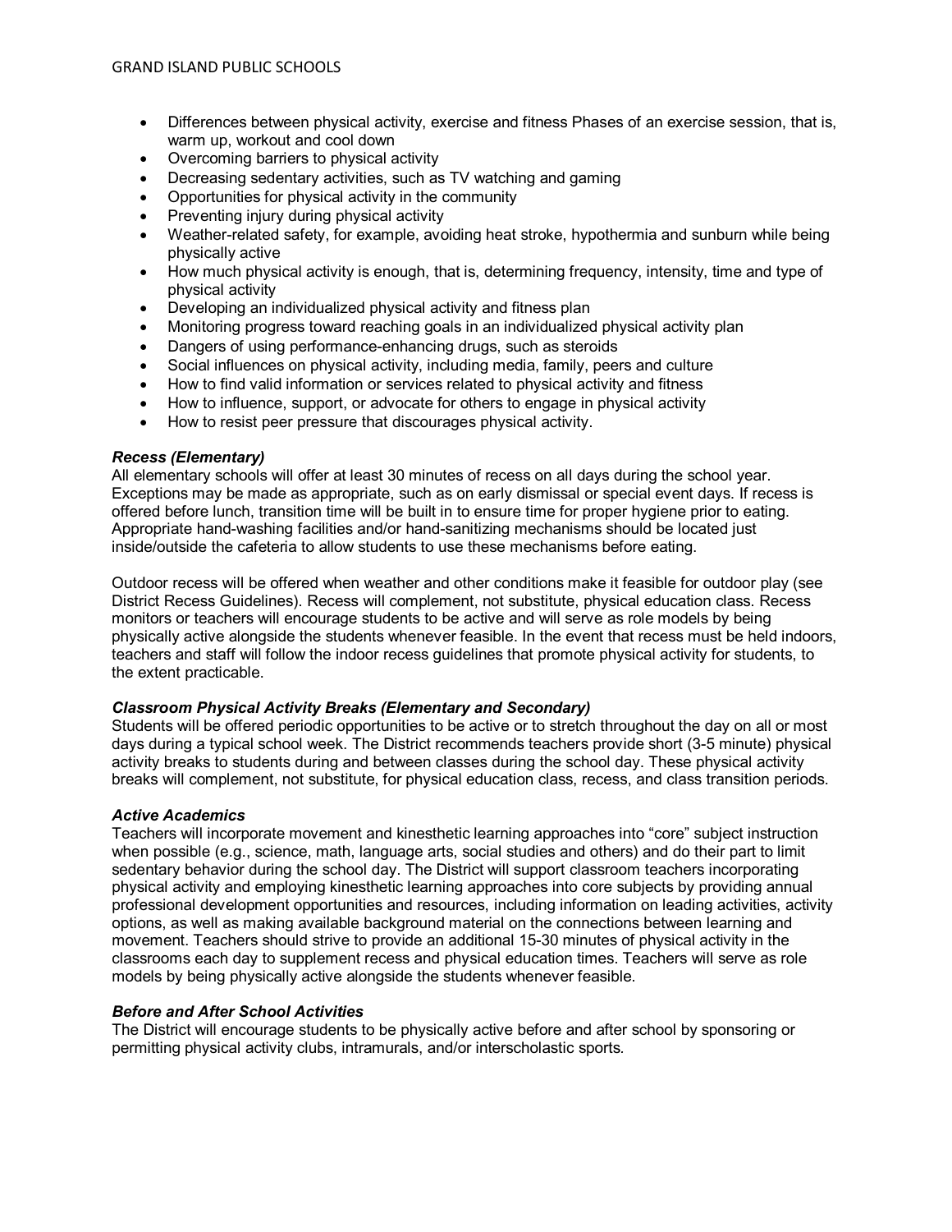- Differences between physical activity, exercise and fitness Phases of an exercise session, that is, warm up, workout and cool down
- Overcoming barriers to physical activity
- Decreasing sedentary activities, such as TV watching and gaming
- Opportunities for physical activity in the community
- Preventing injury during physical activity
- Weather-related safety, for example, avoiding heat stroke, hypothermia and sunburn while being physically active
- How much physical activity is enough, that is, determining frequency, intensity, time and type of physical activity
- Developing an individualized physical activity and fitness plan
- Monitoring progress toward reaching goals in an individualized physical activity plan
- Dangers of using performance-enhancing drugs, such as steroids
- Social influences on physical activity, including media, family, peers and culture
- How to find valid information or services related to physical activity and fitness
- How to influence, support, or advocate for others to engage in physical activity
- How to resist peer pressure that discourages physical activity.

***Recess (Elementary)***

All elementary schools will offer at least 30 minutes of recess on all days during the school year. Exceptions may be made as appropriate, such as on early dismissal or special event days. If recess is offered before lunch, transition time will be built in to ensure time for proper hygiene prior to eating. Appropriate hand-washing facilities and/or hand-sanitizing mechanisms should be located just inside/outside the cafeteria to allow students to use these mechanisms before eating.

Outdoor recess will be offered when weather and other conditions make it feasible for outdoor play (see District Recess Guidelines). Recess will complement, not substitute, physical education class. Recess monitors or teachers will encourage students to be active and will serve as role models by being physically active alongside the students whenever feasible. In the event that recess must be held indoors, teachers and staff will follow the indoor recess guidelines that promote physical activity for students, to the extent practicable.

***Classroom Physical Activity Breaks (Elementary and Secondary)***

Students will be offered periodic opportunities to be active or to stretch throughout the day on all or most days during a typical school week. The District recommends teachers provide short (3-5 minute) physical activity breaks to students during and between classes during the school day. These physical activity breaks will complement, not substitute, for physical education class, recess, and class transition periods.

***Active Academics***

Teachers will incorporate movement and kinesthetic learning approaches into "core" subject instruction when possible (e.g., science, math, language arts, social studies and others) and do their part to limit sedentary behavior during the school day. The District will support classroom teachers incorporating physical activity and employing kinesthetic learning approaches into core subjects by providing annual professional development opportunities and resources, including information on leading activities, activity options, as well as making available background material on the connections between learning and movement. Teachers should strive to provide an additional 15-30 minutes of physical activity in the classrooms each day to supplement recess and physical education times. Teachers will serve as role models by being physically active alongside the students whenever feasible.

***Before and After School Activities***

The District will encourage students to be physically active before and after school by sponsoring or permitting physical activity clubs, intramurals, and/or interscholastic sports.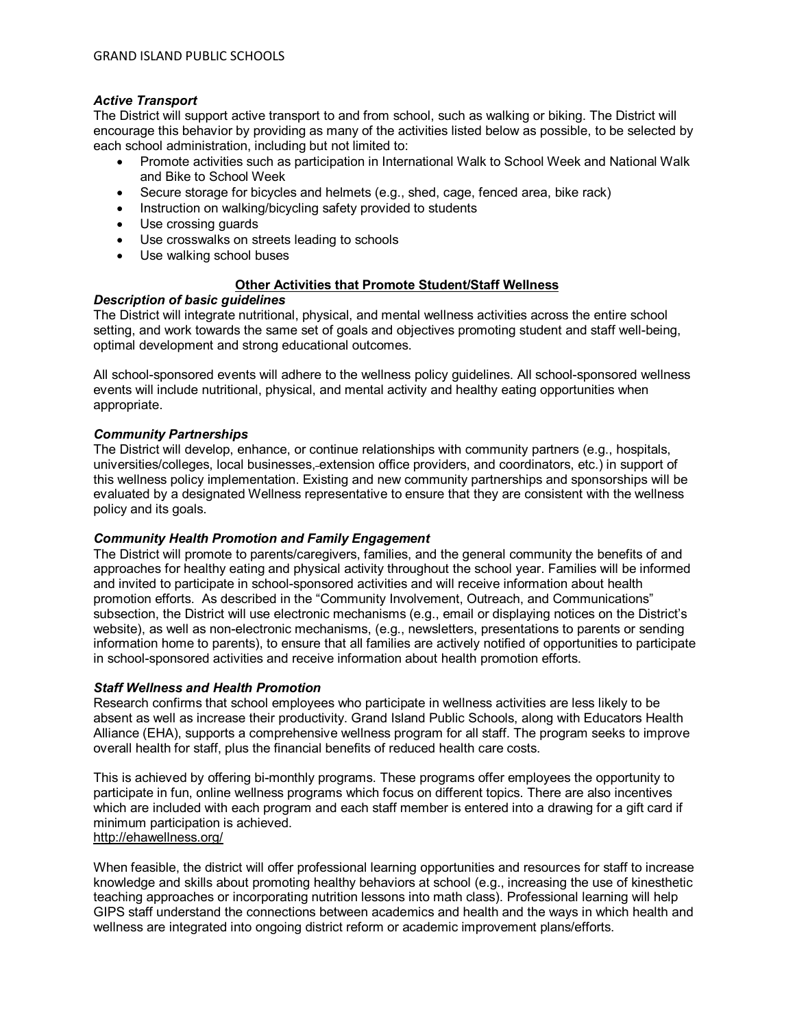### *Active Transport*

The District will support active transport to and from school, such as walking or biking. The District will encourage this behavior by providing as many of the activities listed below as possible, to be selected by each school administration, including but not limited to:

- Promote activities such as participation in International Walk to School Week and National Walk and Bike to School Week
- Secure storage for bicycles and helmets (e.g., shed, cage, fenced area, bike rack)
- Instruction on walking/bicycling safety provided to students
- Use crossing guards
- Use crosswalks on streets leading to schools
- Use walking school buses

## Other Activities that Promote Student/Staff Wellness

### *Description of basic guidelines*

The District will integrate nutritional, physical, and mental wellness activities across the entire school setting, and work towards the same set of goals and objectives promoting student and staff well-being, optimal development and strong educational outcomes.

All school-sponsored events will adhere to the wellness policy guidelines. All school-sponsored wellness events will include nutritional, physical, and mental activity and healthy eating opportunities when appropriate.

### *Community Partnerships*

The District will develop, enhance, or continue relationships with community partners (e.g., hospitals, universities/colleges, local businesses, extension office providers, and coordinators, etc.) in support of this wellness policy implementation. Existing and new community partnerships and sponsorships will be evaluated by a designated Wellness representative to ensure that they are consistent with the wellness policy and its goals.

### *Community Health Promotion and Family Engagement*

The District will promote to parents/caregivers, families, and the general community the benefits of and approaches for healthy eating and physical activity throughout the school year. Families will be informed and invited to participate in school-sponsored activities and will receive information about health promotion efforts. As described in the "Community Involvement, Outreach, and Communications" subsection, the District will use electronic mechanisms (e.g., email or displaying notices on the District's website), as well as non-electronic mechanisms, (e.g., newsletters, presentations to parents or sending information home to parents), to ensure that all families are actively notified of opportunities to participate in school-sponsored activities and receive information about health promotion efforts.

### *Staff Wellness and Health Promotion*

Research confirms that school employees who participate in wellness activities are less likely to be absent as well as increase their productivity. Grand Island Public Schools, along with Educators Health Alliance (EHA), supports a comprehensive wellness program for all staff. The program seeks to improve overall health for staff, plus the financial benefits of reduced health care costs.

This is achieved by offering bi-monthly programs. These programs offer employees the opportunity to participate in fun, online wellness programs which focus on different topics. There are also incentives which are included with each program and each staff member is entered into a drawing for a gift card if minimum participation is achieved.
http://ehawellness.org/

When feasible, the district will offer professional learning opportunities and resources for staff to increase knowledge and skills about promoting healthy behaviors at school (e.g., increasing the use of kinesthetic teaching approaches or incorporating nutrition lessons into math class). Professional learning will help GIPS staff understand the connections between academics and health and the ways in which health and wellness are integrated into ongoing district reform or academic improvement plans/efforts.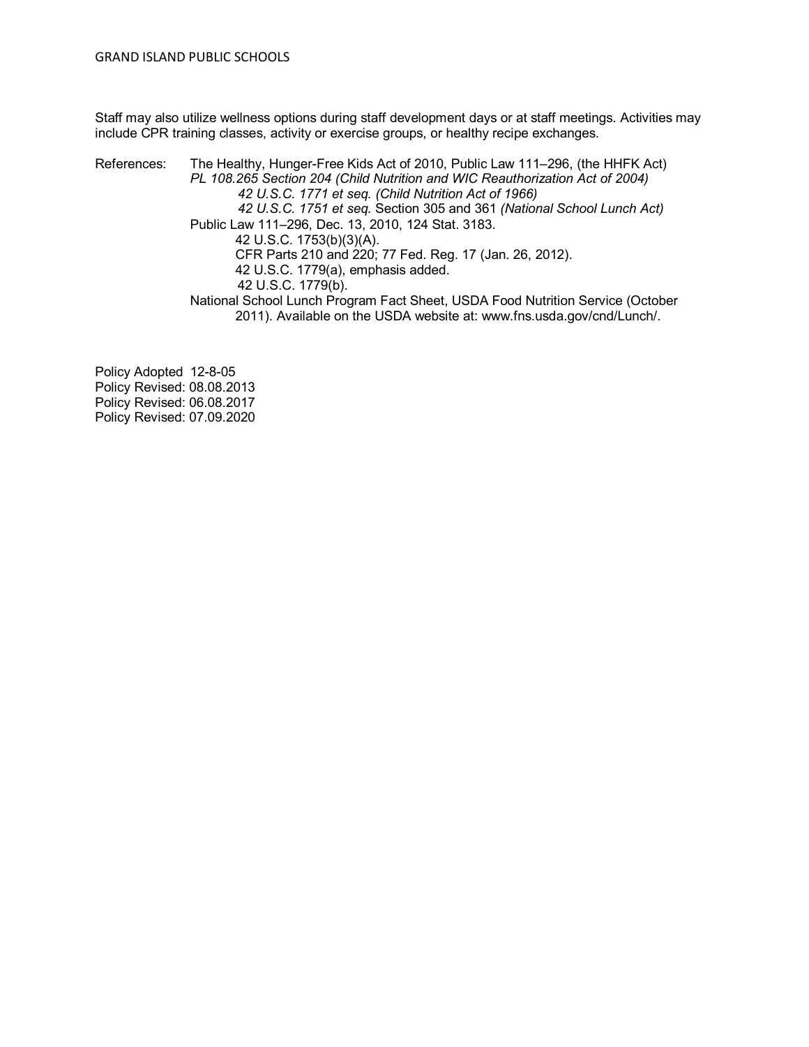Staff may also utilize wellness options during staff development days or at staff meetings. Activities may include CPR training classes, activity or exercise groups, or healthy recipe exchanges.

References: The Healthy, Hunger-Free Kids Act of 2010, Public Law 111–296, (the HHFK Act)
*PL 108.265 Section 204 (Child Nutrition and WIC Reauthorization Act of 2004)*
*42 U.S.C. 1771 et seq. (Child Nutrition Act of 1966)*
*42 U.S.C. 1751 et seq.* Section 305 and 361 *(National School Lunch Act)*
Public Law 111–296, Dec. 13, 2010, 124 Stat. 3183.
42 U.S.C. 1753(b)(3)(A).
CFR Parts 210 and 220; 77 Fed. Reg. 17 (Jan. 26, 2012).
42 U.S.C. 1779(a), emphasis added.
42 U.S.C. 1779(b).
National School Lunch Program Fact Sheet, USDA Food Nutrition Service (October 2011). Available on the USDA website at: www.fns.usda.gov/cnd/Lunch/.

Policy Adopted 12-8-05
Policy Revised: 08.08.2013
Policy Revised: 06.08.2017
Policy Revised: 07.09.2020